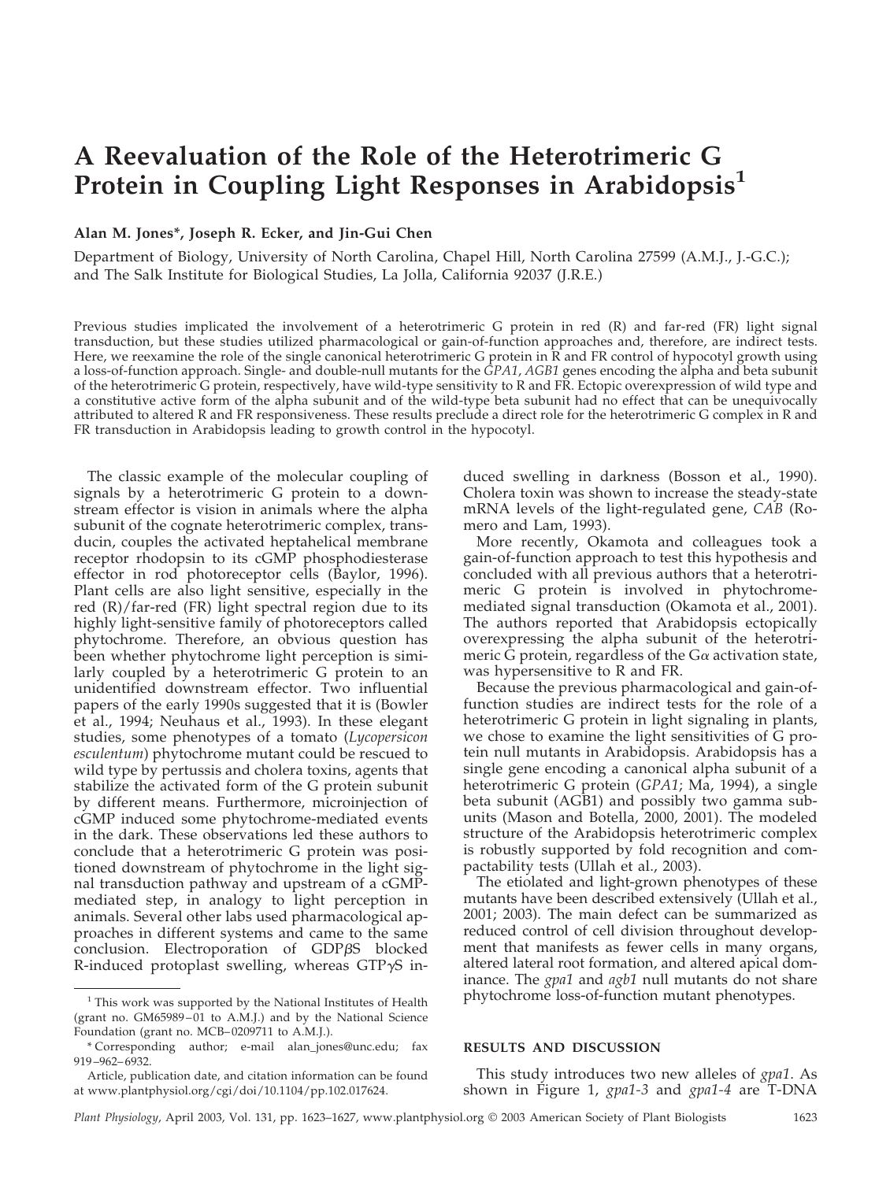# A Reevaluation of the Role of the Heterotrimeric G Protein in Coupling Light Responses in Arabidopsis[1]

**Alan M. Jones*, Joseph R. Ecker, and Jin-Gui Chen**

Department of Biology, University of North Carolina, Chapel Hill, North Carolina 27599 (A.M.J., J.-G.C.); and The Salk Institute for Biological Studies, La Jolla, California 92037 (J.R.E.)

Previous studies implicated the involvement of a heterotrimeric G protein in red (R) and far-red (FR) light signal transduction, but these studies utilized pharmacological or gain-of-function approaches and, therefore, are indirect tests. Here, we reexamine the role of the single canonical heterotrimeric G protein in R and FR control of hypocotyl growth using a loss-of-function approach. Single- and double-null mutants for the *GPA1*, *AGB1* genes encoding the alpha and beta subunit of the heterotrimeric G protein, respectively, have wild-type sensitivity to R and FR. Ectopic overexpression of wild type and a constitutive active form of the alpha subunit and of the wild-type beta subunit had no effect that can be unequivocally attributed to altered R and FR responsiveness. These results preclude a direct role for the heterotrimeric G complex in R and FR transduction in Arabidopsis leading to growth control in the hypocotyl.

The classic example of the molecular coupling of signals by a heterotrimeric G protein to a downstream effector is vision in animals where the alpha subunit of the cognate heterotrimeric complex, transducin, couples the activated heptahelical membrane receptor rhodopsin to its cGMP phosphodiesterase effector in rod photoreceptor cells (Baylor, 1996). Plant cells are also light sensitive, especially in the red (R)/far-red (FR) light spectral region due to its highly light-sensitive family of photoreceptors called phytochrome. Therefore, an obvious question has been whether phytochrome light perception is similarly coupled by a heterotrimeric G protein to an unidentified downstream effector. Two influential papers of the early 1990s suggested that it is (Bowler et al., 1994; Neuhaus et al., 1993). In these elegant studies, some phenotypes of a tomato (*Lycopersicon esculentum*) phytochrome mutant could be rescued to wild type by pertussis and cholera toxins, agents that stabilize the activated form of the G protein subunit by different means. Furthermore, microinjection of cGMP induced some phytochrome-mediated events in the dark. These observations led these authors to conclude that a heterotrimeric G protein was positioned downstream of phytochrome in the light signal transduction pathway and upstream of a cGMP-mediated step, in analogy to light perception in animals. Several other labs used pharmacological approaches in different systems and came to the same conclusion. Electroporation of GDP$\beta$S blocked R-induced protoplast swelling, whereas GTP$\gamma$S induced swelling in darkness (Bosson et al., 1990). Cholera toxin was shown to increase the steady-state mRNA levels of the light-regulated gene, *CAB* (Romero and Lam, 1993).

More recently, Okamota and colleagues took a gain-of-function approach to test this hypothesis and concluded with all previous authors that a heterotrimeric G protein is involved in phytochrome-mediated signal transduction (Okamota et al., 2001). The authors reported that Arabidopsis ectopically overexpressing the alpha subunit of the heterotrimeric G protein, regardless of the G$\alpha$ activation state, was hypersensitive to R and FR.

Because the previous pharmacological and gain-of-function studies are indirect tests for the role of a heterotrimeric G protein in light signaling in plants, we chose to examine the light sensitivities of G protein null mutants in Arabidopsis. Arabidopsis has a single gene encoding a canonical alpha subunit of a heterotrimeric G protein (*GPA1*; Ma, 1994), a single beta subunit (AGB1) and possibly two gamma subunits (Mason and Botella, 2000, 2001). The modeled structure of the Arabidopsis heterotrimeric complex is robustly supported by fold recognition and compactability tests (Ullah et al., 2003).

The etiolated and light-grown phenotypes of these mutants have been described extensively (Ullah et al., 2001; 2003). The main defect can be summarized as reduced control of cell division throughout development that manifests as fewer cells in many organs, altered lateral root formation, and altered apical dominance. The *gpa1* and *agb1* null mutants do not share phytochrome loss-of-function mutant phenotypes.

## RESULTS AND DISCUSSION

This study introduces two new alleles of *gpa1*. As shown in Figure 1, *gpa1-3* and *gpa1-4* are T-DNA

[1] This work was supported by the National Institutes of Health (grant no. GM65989–01 to A.M.J.) and by the National Science Foundation (grant no. MCB–0209711 to A.M.J.).

\* Corresponding author; e-mail alan_jones@unc.edu; fax 919–962–6932.

Article, publication date, and citation information can be found at www.plantphysiol.org/cgi/doi/10.1104/pp.102.017624.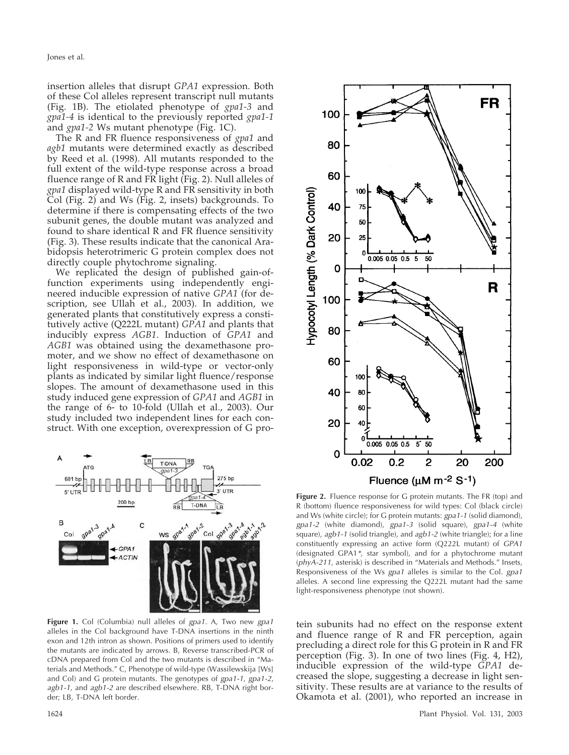insertion alleles that disrupt *GPA1* expression. Both of these Col alleles represent transcript null mutants (Fig. 1B). The etiolated phenotype of *gpa1-3* and *gpa1-4* is identical to the previously reported *gpa1-1* and *gpa1-2* Ws mutant phenotype (Fig. 1C).

The R and FR fluence responsiveness of *gpa1* and *agb1* mutants were determined exactly as described by Reed et al. (1998). All mutants responded to the full extent of the wild-type response across a broad fluence range of R and FR light (Fig. 2). Null alleles of *gpa1* displayed wild-type R and FR sensitivity in both Col (Fig. 2) and Ws (Fig. 2, insets) backgrounds. To determine if there is compensating effects of the two subunit genes, the double mutant was analyzed and found to share identical R and FR fluence sensitivity (Fig. 3). These results indicate that the canonical Arabidopsis heterotrimeric G protein complex does not directly couple phytochrome signaling.

We replicated the design of published gain-of-function experiments using independently engineered inducible expression of native *GPA1* (for description, see Ullah et al., 2003). In addition, we generated plants that constitutively express a constitutively active (Q222L mutant) *GPA1* and plants that inducibly express *AGB1*. Induction of *GPA1* and *AGB1* was obtained using the dexamethasone promoter, and we show no effect of dexamethasone on light responsiveness in wild-type or vector-only plants as indicated by similar light fluence/response slopes. The amount of dexamethasone used in this study induced gene expression of *GPA1* and *AGB1* in the range of 6- to 10-fold (Ullah et al., 2003). Our study included two independent lines for each construct. With one exception, overexpression of G protein subunits had no effect on the response extent and fluence range of R and FR perception, again precluding a direct role for this G protein in R and FR perception (Fig. 3). In one of two lines (Fig. 4, H2), inducible expression of the wild-type *GPA1* decreased the slope, suggesting a decrease in light sensitivity. These results are at variance to the results of Okamota et al. (2001), who reported an increase in

**Figure 1.** Col (Columbia) null alleles of *gpa1*. A, Two new *gpa1* alleles in the Col background have T-DNA insertions in the ninth exon and 12th intron as shown. Positions of primers used to identify the mutants are indicated by arrows. B, Reverse transcribed-PCR of cDNA prepared from Col and the two mutants is described in "Materials and Methods." C, Phenotype of wild-type (Wassilewskija [Ws] and Col) and G protein mutants. The genotypes of *gpa1-1*, *gpa1-2*, *agb1-1*, and *agb1-2* are described elsewhere. RB, T-DNA right border; LB, T-DNA left border.

**Figure 2.** Fluence response for G protein mutants. The FR (top) and R (bottom) fluence responsiveness for wild types: Col (black circle) and Ws (white circle); for G protein mutants: *gpa1-1* (solid diamond), *gpa1-2* (white diamond), *gpa1-3* (solid square), *gpa1-4* (white square), *agb1-1* (solid triangle), and *agb1-2* (white triangle); for a line constituently expressing an active form (Q222L mutant) of *GPA1* (designated GPA1*, star symbol), and for a phytochrome mutant (*phyA-211*, asterisk) is described in "Materials and Methods." Insets, Responsiveness of the Ws *gpa1* alleles is similar to the Col. *gpa1* alleles. A second line expressing the Q222L mutant had the same light-responsiveness phenotype (not shown).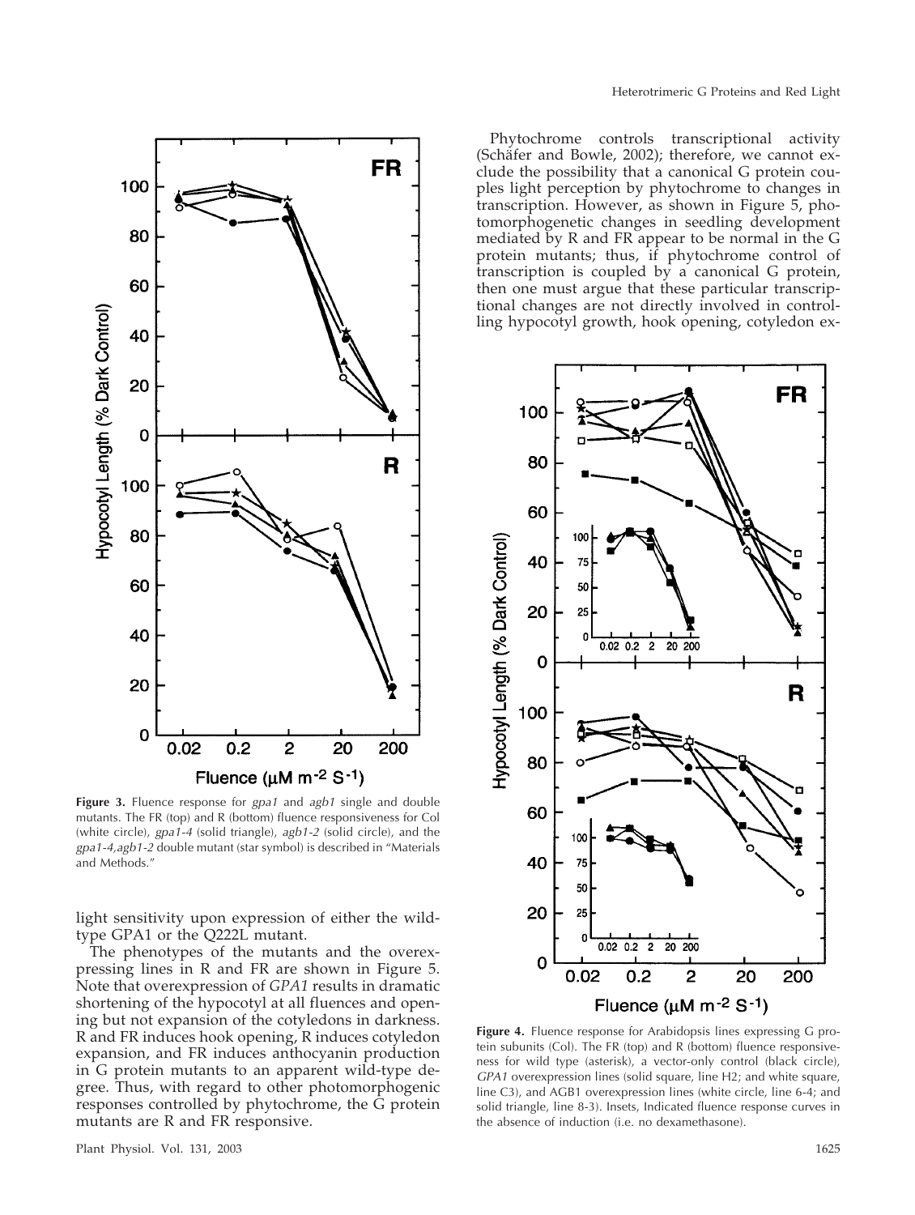**Figure 3.** Fluence response for *gpa1* and *agb1* single and double mutants. The FR (top) and R (bottom) fluence responsiveness for Col (white circle), *gpa1-4* (solid triangle), *agb1-2* (solid circle), and the *gpa1-4,agb1-2* double mutant (star symbol) is described in "Materials and Methods."

light sensitivity upon expression of either the wild-type GPA1 or the Q222L mutant.

The phenotypes of the mutants and the overexpressing lines in R and FR are shown in Figure 5. Note that overexpression of *GPA1* results in dramatic shortening of the hypocotyl at all fluences and opening but not expansion of the cotyledons in darkness. R and FR induces hook opening, R induces cotyledon expansion, and FR induces anthocyanin production in G protein mutants to an apparent wild-type degree. Thus, with regard to other photomorphogenic responses controlled by phytochrome, the G protein mutants are R and FR responsive.

Phytochrome controls transcriptional activity (Schäfer and Bowle, 2002); therefore, we cannot exclude the possibility that a canonical G protein couples light perception by phytochrome to changes in transcription. However, as shown in Figure 5, photomorphogenetic changes in seedling development mediated by R and FR appear to be normal in the G protein mutants; thus, if phytochrome control of transcription is coupled by a canonical G protein, then one must argue that these particular transcriptional changes are not directly involved in controlling hypocotyl growth, hook opening, cotyledon ex-

**Figure 4.** Fluence response for Arabidopsis lines expressing G protein subunits (Col). The FR (top) and R (bottom) fluence responsiveness for wild type (asterisk), a vector-only control (black circle), *GPA1* overexpression lines (solid square, line H2; and white square, line C3), and AGB1 overexpression lines (white circle, line 6-4; and solid triangle, line 8-3). Insets, Indicated fluence response curves in the absence of induction (i.e. no dexamethasone).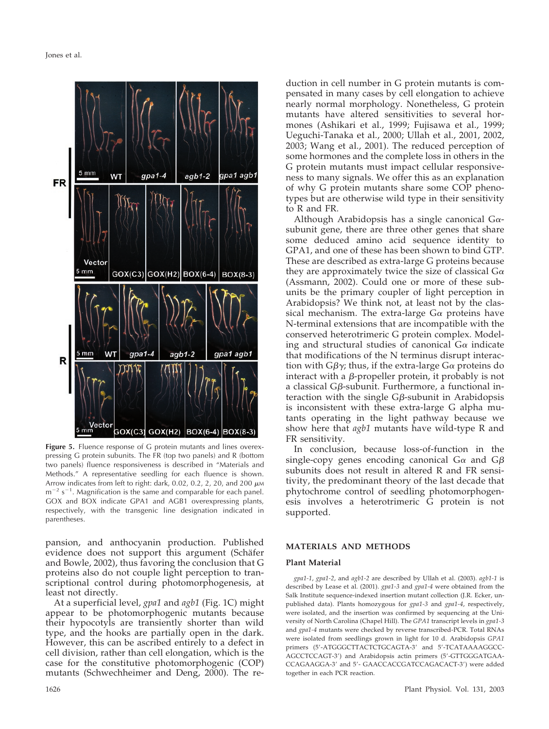**Figure 5.** Fluence response of G protein mutants and lines overexpressing G protein subunits. The FR (top two panels) and R (bottom two panels) fluence responsiveness is described in "Materials and Methods." A representative seedling for each fluence is shown. Arrow indicates from left to right: dark, 0.02, 0.2, 2, 20, and 200 $\mu$M m$^{-2}$ s$^{-1}$. Magnification is the same and comparable for each panel. GOX and BOX indicate GPA1 and AGB1 overexpressing plants, respectively, with the transgenic line designation indicated in parentheses.

pansion, and anthocyanin production. Published evidence does not support this argument (Schäfer and Bowle, 2002), thus favoring the conclusion that G proteins also do not couple light perception to transcriptional control during photomorphogenesis, at least not directly.

At a superficial level, *gpa1* and *agb1* (Fig. 1C) might appear to be photomorphogenic mutants because their hypocotyls are transiently shorter than wild type, and the hooks are partially open in the dark. However, this can be ascribed entirely to a defect in cell division, rather than cell elongation, which is the case for the constitutive photomorphogenic (COP) mutants (Schwechheimer and Deng, 2000). The reduction in cell number in G protein mutants is compensated in many cases by cell elongation to achieve nearly normal morphology. Nonetheless, G protein mutants have altered sensitivities to several hormones (Ashikari et al., 1999; Fujisawa et al., 1999; Ueguchi-Tanaka et al., 2000; Ullah et al., 2001, 2002, 2003; Wang et al., 2001). The reduced perception of some hormones and the complete loss in others in the G protein mutants must impact cellular responsiveness to many signals. We offer this as an explanation of why G protein mutants share some COP phenotypes but are otherwise wild type in their sensitivity to R and FR.

Although Arabidopsis has a single canonical G$\alpha$-subunit gene, there are three other genes that share some deduced amino acid sequence identity to GPA1, and one of these has been shown to bind GTP. These are described as extra-large G proteins because they are approximately twice the size of classical G$\alpha$ (Assmann, 2002). Could one or more of these subunits be the primary coupler of light perception in Arabidopsis? We think not, at least not by the classical mechanism. The extra-large G$\alpha$ proteins have N-terminal extensions that are incompatible with the conserved heterotrimeric G protein complex. Modeling and structural studies of canonical G$\alpha$ indicate that modifications of the N terminus disrupt interaction with G$\beta\gamma$; thus, if the extra-large G$\alpha$ proteins do interact with a $\beta$-propeller protein, it probably is not a classical G$\beta$-subunit. Furthermore, a functional interaction with the single G$\beta$-subunit in Arabidopsis is inconsistent with these extra-large G alpha mutants operating in the light pathway because we show here that *agb1* mutants have wild-type R and FR sensitivity.

In conclusion, because loss-of-function in the single-copy genes encoding canonical G$\alpha$ and G$\beta$ subunits does not result in altered R and FR sensitivity, the predominant theory of the last decade that phytochrome control of seedling photomorphogenesis involves a heterotrimeric G protein is not supported.

## MATERIALS AND METHODS

### Plant Material

*gpa1-1*, *gpa1-2*, and *agb1-2* are described by Ullah et al. (2003). *agb1-1* is described by Lease et al. (2001). *gpa1-3* and *gpa1-4* were obtained from the Salk Institute sequence-indexed insertion mutant collection (J.R. Ecker, unpublished data). Plants homozygous for *gpa1-3* and *gpa1-4*, respectively, were isolated, and the insertion was confirmed by sequencing at the University of North Carolina (Chapel Hill). The *GPA1* transcript levels in *gpa1-3* and *gpa1-4* mutants were checked by reverse transcribed-PCR. Total RNAs were isolated from seedlings grown in light for 10 d. Arabidopsis *GPA1* primers (5′-ATGGGCTTACTCTGCAGTA-3′ and 5′-TCATAAAAGGCCAGCCTCCAGT-3′) and Arabidopsis actin primers (5′-GTTGGGATGAACCAGAAGGA-3′ and 5′- GAACCACCGATCCAGACACT-3′) were added together in each PCR reaction.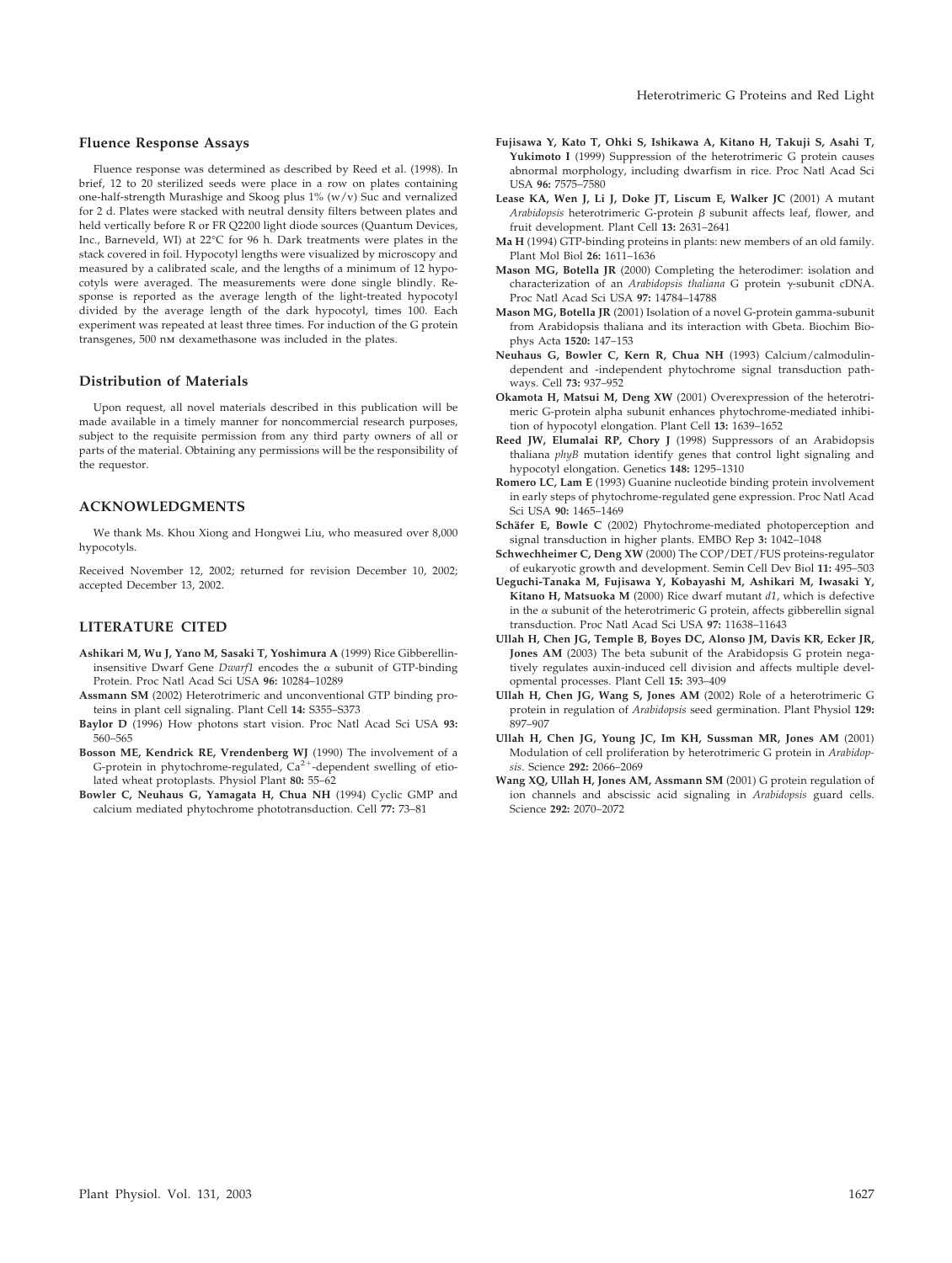### Fluence Response Assays

Fluence response was determined as described by Reed et al. (1998). In brief, 12 to 20 sterilized seeds were place in a row on plates containing one-half-strength Murashige and Skoog plus 1% (w/v) Suc and vernalized for 2 d. Plates were stacked with neutral density filters between plates and held vertically before R or FR Q2200 light diode sources (Quantum Devices, Inc., Barneveld, WI) at 22°C for 96 h. Dark treatments were plates in the stack covered in foil. Hypocotyl lengths were visualized by microscopy and measured by a calibrated scale, and the lengths of a minimum of 12 hypocotyls were averaged. The measurements were done single blindly. Response is reported as the average length of the light-treated hypocotyl divided by the average length of the dark hypocotyl, times 100. Each experiment was repeated at least three times. For induction of the G protein transgenes, 500 nM dexamethasone was included in the plates.

### Distribution of Materials

Upon request, all novel materials described in this publication will be made available in a timely manner for noncommercial research purposes, subject to the requisite permission from any third party owners of all or parts of the material. Obtaining any permissions will be the responsibility of the requestor.

## ACKNOWLEDGMENTS

We thank Ms. Khou Xiong and Hongwei Liu, who measured over 8,000 hypocotyls.

Received November 12, 2002; returned for revision December 10, 2002; accepted December 13, 2002.

## LITERATURE CITED

**Ashikari M, Wu J, Yano M, Sasaki T, Yoshimura A** (1999) Rice Gibberellin-insensitive Dwarf Gene *Dwarf1* encodes the α subunit of GTP-binding Protein. Proc Natl Acad Sci USA **96:** 10284–10289

**Assmann SM** (2002) Heterotrimeric and unconventional GTP binding proteins in plant cell signaling. Plant Cell **14:** S355–S373

**Baylor D** (1996) How photons start vision. Proc Natl Acad Sci USA **93:** 560–565

**Bosson ME, Kendrick RE, Vrendenberg WJ** (1990) The involvement of a G-protein in phytochrome-regulated, $Ca^{2+}$-dependent swelling of etiolated wheat protoplasts. Physiol Plant **80:** 55–62

**Bowler C, Neuhaus G, Yamagata H, Chua NH** (1994) Cyclic GMP and calcium mediated phytochrome phototransduction. Cell **77:** 73–81

**Fujisawa Y, Kato T, Ohki S, Ishikawa A, Kitano H, Takuji S, Asahi T, Yukimoto I** (1999) Suppression of the heterotrimeric G protein causes abnormal morphology, including dwarfism in rice. Proc Natl Acad Sci USA **96:** 7575–7580

**Lease KA, Wen J, Li J, Doke JT, Liscum E, Walker JC** (2001) A mutant *Arabidopsis* heterotrimeric G-protein β subunit affects leaf, flower, and fruit development. Plant Cell **13:** 2631–2641

**Ma H** (1994) GTP-binding proteins in plants: new members of an old family. Plant Mol Biol **26:** 1611–1636

**Mason MG, Botella JR** (2000) Completing the heterodimer: isolation and characterization of an *Arabidopsis thaliana* G protein γ-subunit cDNA. Proc Natl Acad Sci USA **97:** 14784–14788

**Mason MG, Botella JR** (2001) Isolation of a novel G-protein gamma-subunit from Arabidopsis thaliana and its interaction with Gbeta. Biochim Biophys Acta **1520:** 147–153

**Neuhaus G, Bowler C, Kern R, Chua NH** (1993) Calcium/calmodulin-dependent and -independent phytochrome signal transduction pathways. Cell **73:** 937–952

**Okamota H, Matsui M, Deng XW** (2001) Overexpression of the heterotrimeric G-protein alpha subunit enhances phytochrome-mediated inhibition of hypocotyl elongation. Plant Cell **13:** 1639–1652

**Reed JW, Elumalai RP, Chory J** (1998) Suppressors of an Arabidopsis thaliana *phyB* mutation identify genes that control light signaling and hypocotyl elongation. Genetics **148:** 1295–1310

**Romero LC, Lam E** (1993) Guanine nucleotide binding protein involvement in early steps of phytochrome-regulated gene expression. Proc Natl Acad Sci USA **90:** 1465–1469

**Schäfer E, Bowle C** (2002) Phytochrome-mediated photoperception and signal transduction in higher plants. EMBO Rep **3:** 1042–1048

**Schwechheimer C, Deng XW** (2000) The COP/DET/FUS proteins-regulator of eukaryotic growth and development. Semin Cell Dev Biol **11:** 495–503

**Ueguchi-Tanaka M, Fujisawa Y, Kobayashi M, Ashikari M, Iwasaki Y, Kitano H, Matsuoka M** (2000) Rice dwarf mutant *d1*, which is defective in the α subunit of the heterotrimeric G protein, affects gibberellin signal transduction. Proc Natl Acad Sci USA **97:** 11638–11643

**Ullah H, Chen JG, Temple B, Boyes DC, Alonso JM, Davis KR, Ecker JR, Jones AM** (2003) The beta subunit of the Arabidopsis G protein negatively regulates auxin-induced cell division and affects multiple developmental processes. Plant Cell **15:** 393–409

**Ullah H, Chen JG, Wang S, Jones AM** (2002) Role of a heterotrimeric G protein in regulation of *Arabidopsis* seed germination. Plant Physiol **129:** 897–907

**Ullah H, Chen JG, Young JC, Im KH, Sussman MR, Jones AM** (2001) Modulation of cell proliferation by heterotrimeric G protein in *Arabidopsis*. Science **292:** 2066–2069

**Wang XQ, Ullah H, Jones AM, Assmann SM** (2001) G protein regulation of ion channels and abscissic acid signaling in *Arabidopsis* guard cells. Science **292:** 2070–2072